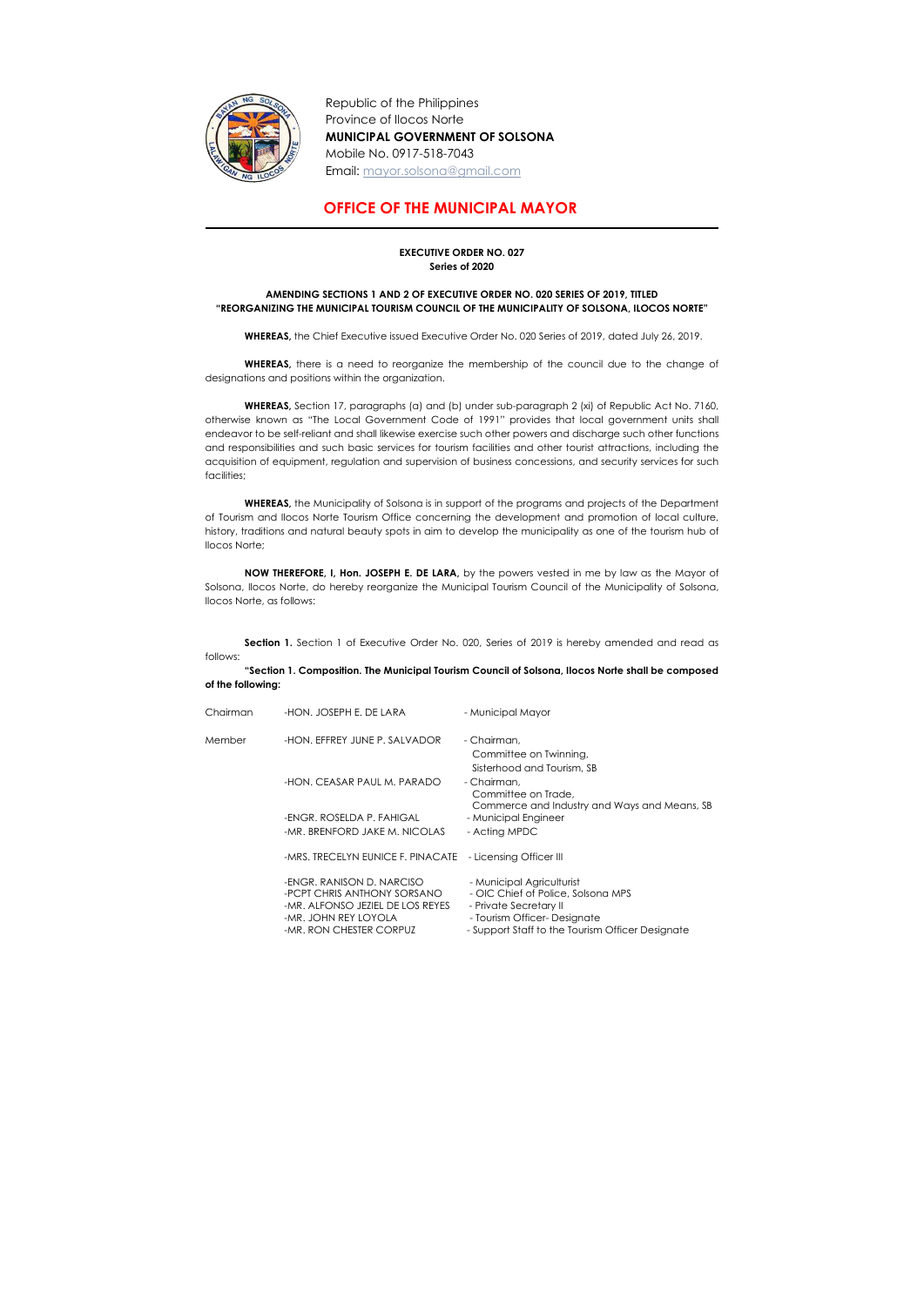Republic of the Philippines
Province of Ilocos Norte
**MUNICIPAL GOVERNMENT OF SOLSONA**
Mobile No. 0917-518-7043
Email: mayor.solsona@gmail.com

# OFFICE OF THE MUNICIPAL MAYOR

**EXECUTIVE ORDER NO. 027**
**Series of 2020**

**AMENDING SECTIONS 1 AND 2 OF EXECUTIVE ORDER NO. 020 SERIES OF 2019, TITLED "REORGANIZING THE MUNICIPAL TOURISM COUNCIL OF THE MUNICIPALITY OF SOLSONA, ILOCOS NORTE"**

**WHEREAS,** the Chief Executive issued Executive Order No. 020 Series of 2019, dated July 26, 2019.

**WHEREAS,** there is a need to reorganize the membership of the council due to the change of designations and positions within the organization.

**WHEREAS,** Section 17, paragraphs (a) and (b) under sub-paragraph 2 (xi) of Republic Act No. 7160, otherwise known as "The Local Government Code of 1991" provides that local government units shall endeavor to be self-reliant and shall likewise exercise such other powers and discharge such other functions and responsibilities and such basic services for tourism facilities and other tourist attractions, including the acquisition of equipment, regulation and supervision of business concessions, and security services for such facilities;

**WHEREAS,** the Municipality of Solsona is in support of the programs and projects of the Department of Tourism and Ilocos Norte Tourism Office concerning the development and promotion of local culture, history, traditions and natural beauty spots in aim to develop the municipality as one of the tourism hub of Ilocos Norte;

**NOW THEREFORE, I, Hon. JOSEPH E. DE LARA,** by the powers vested in me by law as the Mayor of Solsona, Ilocos Norte, do hereby reorganize the Municipal Tourism Council of the Municipality of Solsona, Ilocos Norte, as follows:

**Section 1.** Section 1 of Executive Order No. 020, Series of 2019 is hereby amended and read as follows:

**"Section 1. Composition. The Municipal Tourism Council of Solsona, Ilocos Norte shall be composed of the following:**

| | | |
|---|---|---|
| Chairman | -HON. JOSEPH E. DE LARA | - Municipal Mayor |
| Member | -HON. EFFREY JUNE P. SALVADOR | - Chairman, Committee on Twinning, Sisterhood and Tourism, SB |
| | -HON. CEASAR PAUL M. PARADO | - Chairman, Committee on Trade, Commerce and Industry and Ways and Means, SB |
| | -ENGR. ROSELDA P. FAHIGAL | - Municipal Engineer |
| | -MR. BRENFORD JAKE M. NICOLAS | - Acting MPDC |
| | -MRS. TRECELYN EUNICE F. PINACATE | - Licensing Officer III |
| | -ENGR. RANISON D. NARCISO | - Municipal Agriculturist |
| | -PCPT CHRIS ANTHONY SORSANO | - OIC Chief of Police, Solsona MPS |
| | -MR. ALFONSO JEZIEL DE LOS REYES | - Private Secretary II |
| | -MR. JOHN REY LOYOLA | - Tourism Officer- Designate |
| | -MR. RON CHESTER CORPUZ | - Support Staff to the Tourism Officer Designate |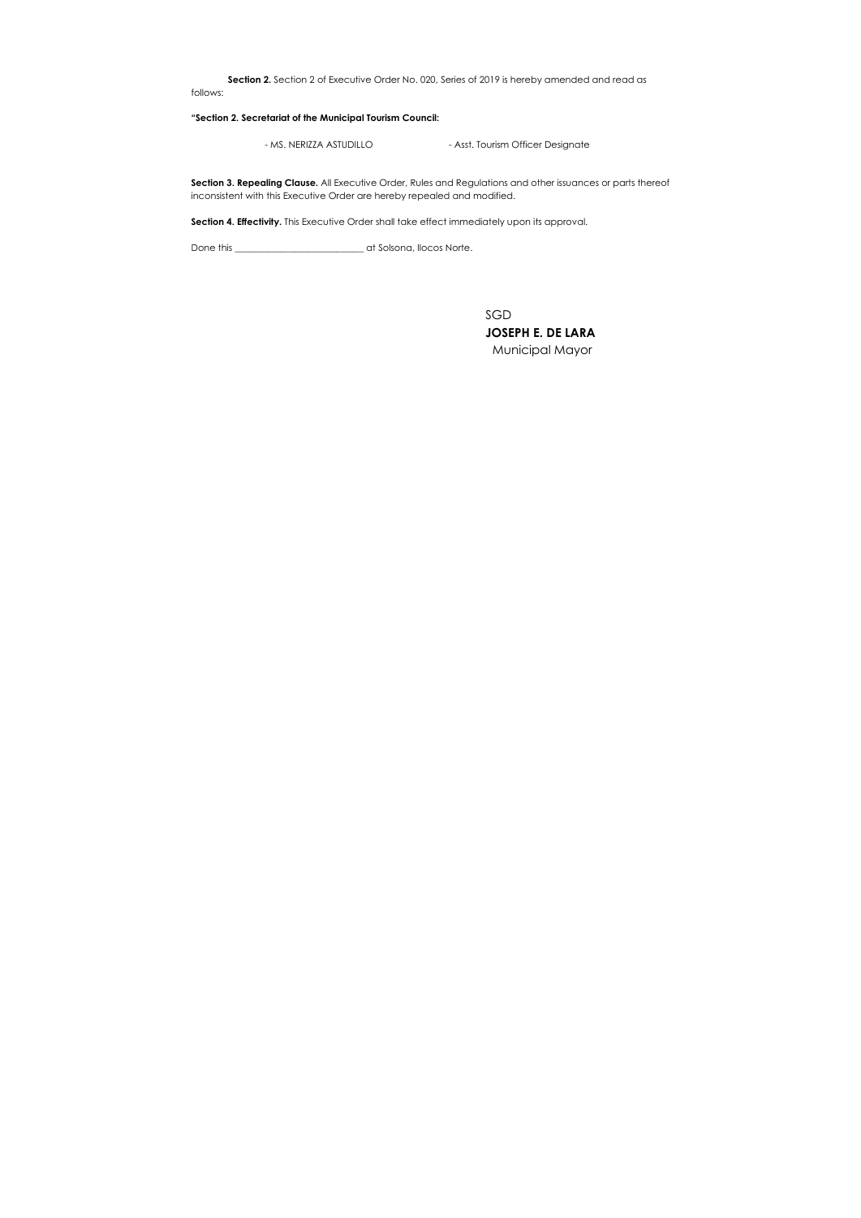**Section 2.** Section 2 of Executive Order No. 020, Series of 2019 is hereby amended and read as follows:

**"Section 2. Secretariat of the Municipal Tourism Council:**

- MS. NERIZZA ASTUDILLO - Asst. Tourism Officer Designate

**Section 3. Repealing Clause.** All Executive Order, Rules and Regulations and other issuances or parts thereof inconsistent with this Executive Order are hereby repealed and modified.

**Section 4. Effectivity.** This Executive Order shall take effect immediately upon its approval.

Done this ___________________________ at Solsona, Ilocos Norte.

SGD
**JOSEPH E. DE LARA**
Municipal Mayor